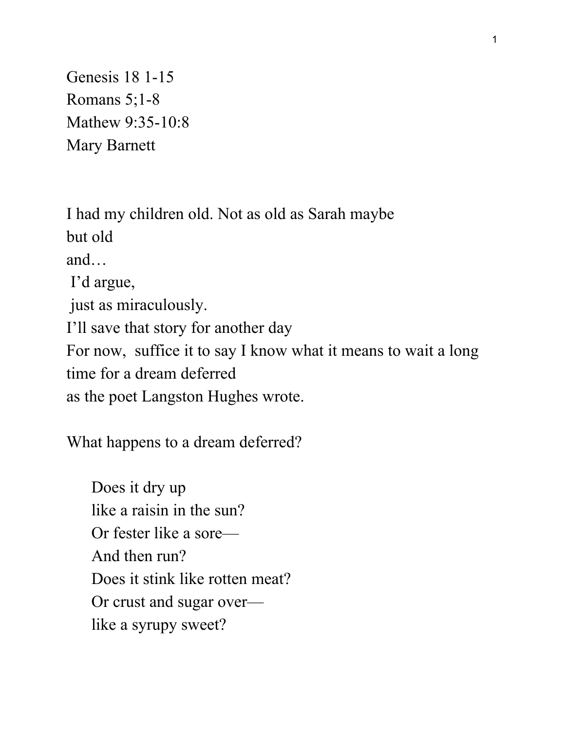Genesis 18 1-15
Romans 5;1-8
Mathew 9:35-10:8
Mary Barnett

I had my children old. Not as old as Sarah maybe
but old
and…
I'd argue,
just as miraculously.
I'll save that story for another day
For now, suffice it to say I know what it means to wait a long time for a dream deferred
as the poet Langston Hughes wrote.

What happens to a dream deferred?

> Does it dry up
> like a raisin in the sun?
> Or fester like a sore—
> And then run?
> Does it stink like rotten meat?
> Or crust and sugar over—
> like a syrupy sweet?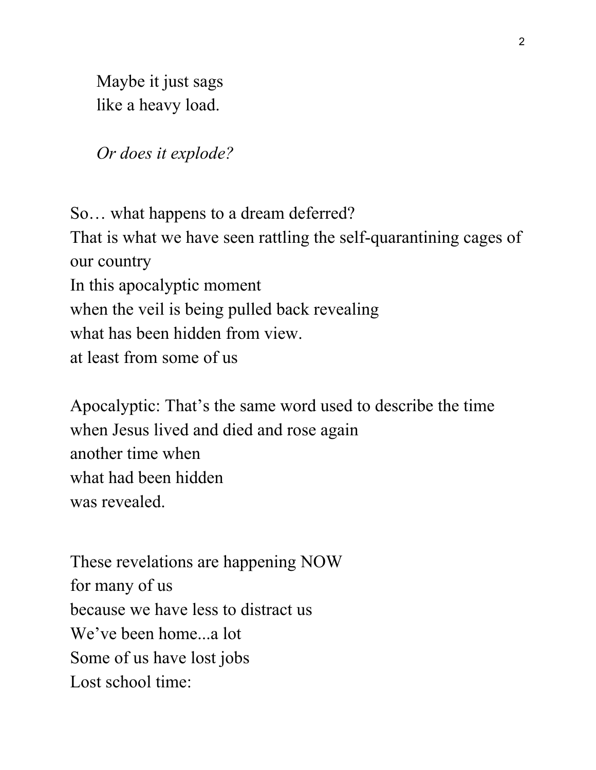Maybe it just sags  
like a heavy load.

*Or does it explode?*

So… what happens to a dream deferred?  
That is what we have seen rattling the self-quarantining cages of our country  
In this apocalyptic moment  
when the veil is being pulled back revealing  
what has been hidden from view.  
at least from some of us

Apocalyptic: That's the same word used to describe the time  
when Jesus lived and died and rose again  
another time when  
what had been hidden  
was revealed.

These revelations are happening NOW  
for many of us  
because we have less to distract us  
We've been home...a lot  
Some of us have lost jobs  
Lost school time: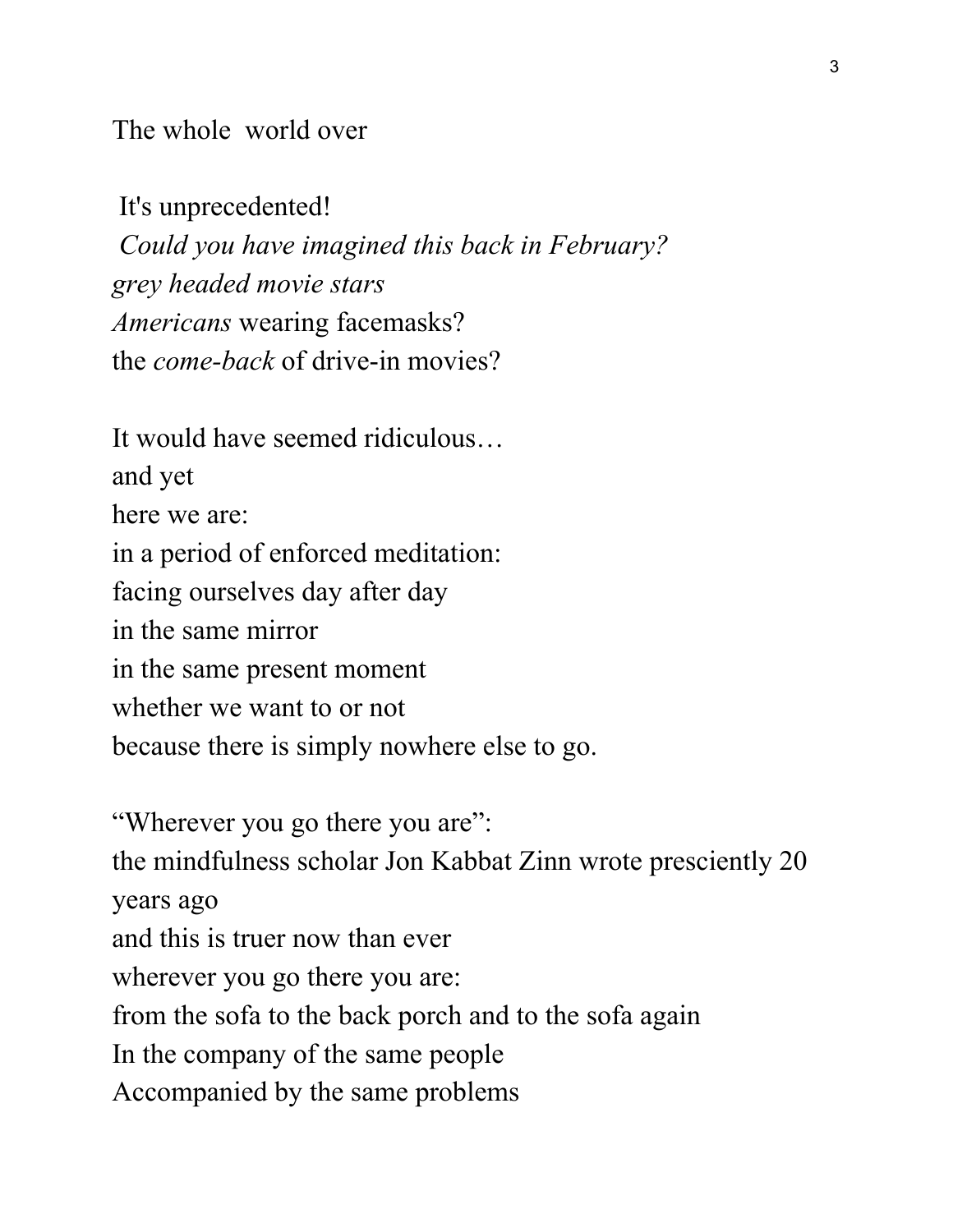The whole  world over

It's unprecedented!  
*Could you have imagined this back in February?*  
*grey headed movie stars*  
*Americans* wearing facemasks?  
the *come-back* of drive-in movies?

It would have seemed ridiculous…  
and yet  
here we are:  
in a period of enforced meditation:  
facing ourselves day after day  
in the same mirror  
in the same present moment  
whether we want to or not  
because there is simply nowhere else to go.

"Wherever you go there you are":  
the mindfulness scholar Jon Kabbat Zinn wrote presciently 20 years ago  
and this is truer now than ever  
wherever you go there you are:  
from the sofa to the back porch and to the sofa again  
In the company of the same people  
Accompanied by the same problems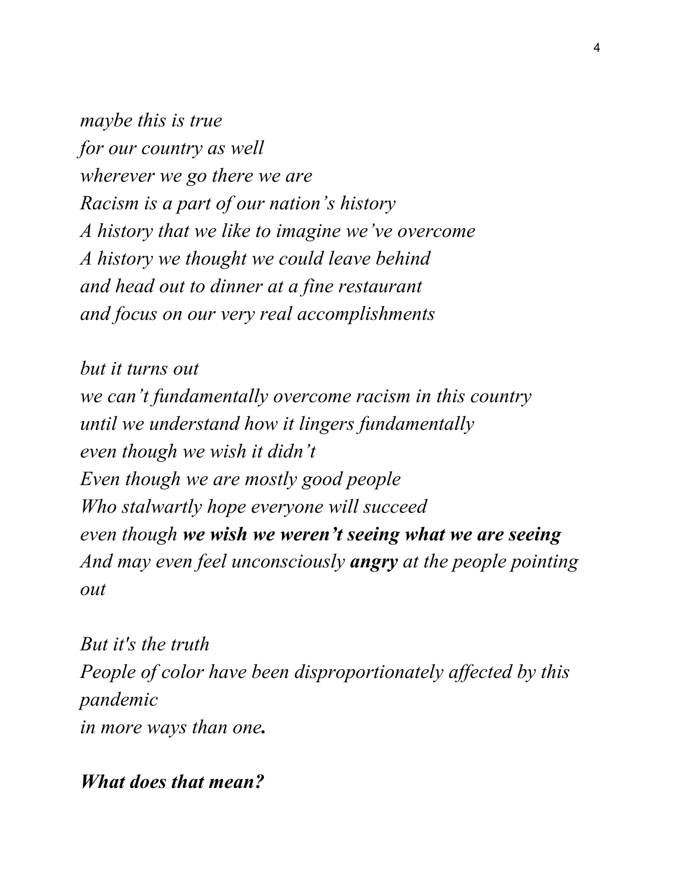*maybe this is true*
*for our country as well*
*wherever we go there we are*
*Racism is a part of our nation's history*
*A history that we like to imagine we've overcome*
*A history we thought we could leave behind*
*and head out to dinner at a fine restaurant*
*and focus on our very real accomplishments*

*but it turns out*
*we can't fundamentally overcome racism in this country*
*until we understand how it lingers fundamentally*
*even though we wish it didn't*
*Even though we are mostly good people*
*Who stalwartly hope everyone will succeed*
*even though* ***we wish we weren't seeing what we are seeing***
*And may even feel unconsciously* ***angry*** *at the people pointing out*

*But it's the truth*
*People of color have been disproportionately affected by this pandemic*
*in more ways than one****.***

***What does that mean?***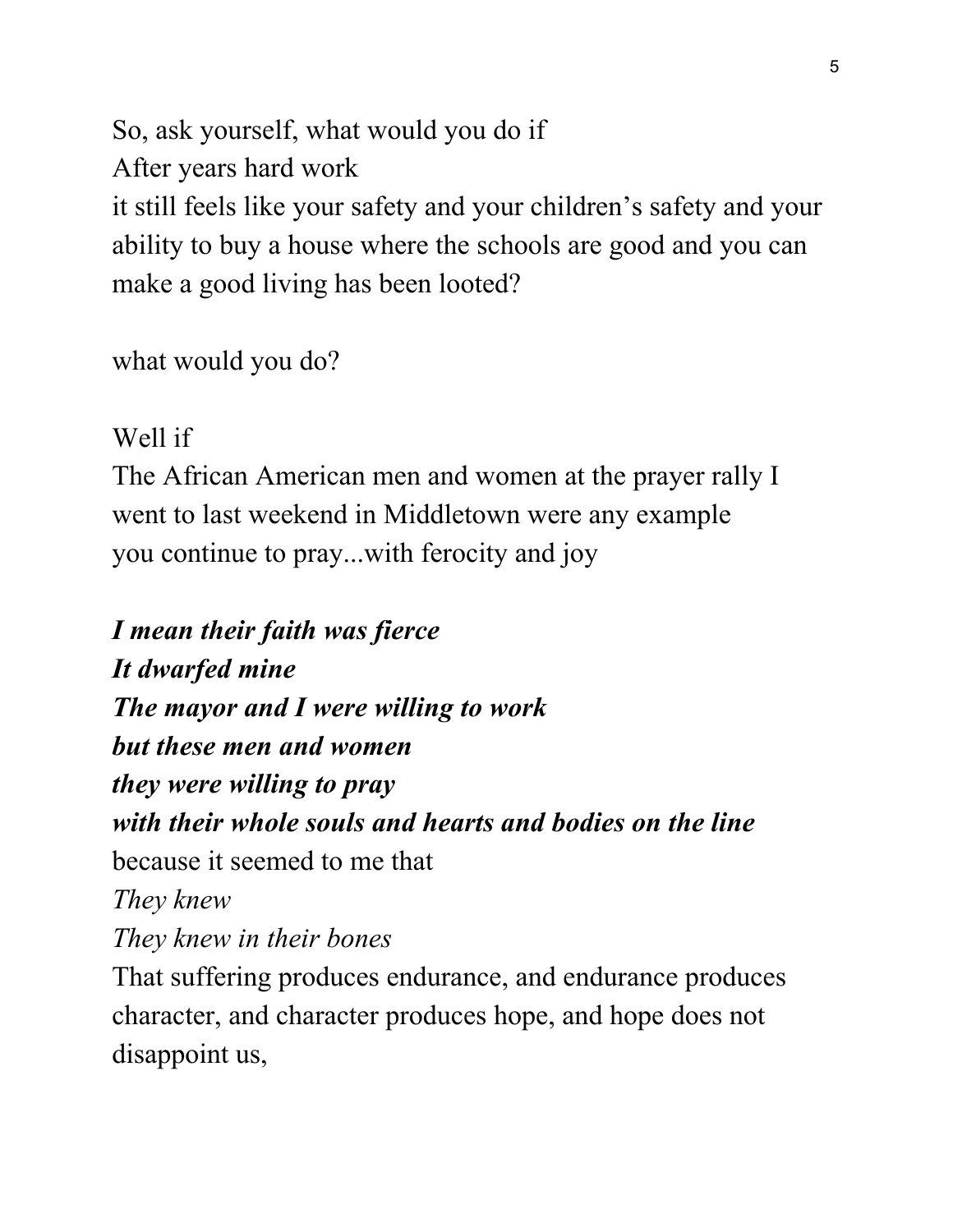So, ask yourself, what would you do if  
After years hard work  
it still feels like your safety and your children's safety and your ability to buy a house where the schools are good and you can make a good living has been looted?

what would you do?

Well if  
The African American men and women at the prayer rally I went to last weekend in Middletown were any example  
you continue to pray...with ferocity and joy

***I mean their faith was fierce***  
***It dwarfed mine***  
***The mayor and I were willing to work***  
***but these men and women***  
***they were willing to pray***  
***with their whole souls and hearts and bodies on the line***  
because it seemed to me that  
*They knew*  
*They knew in their bones*  
That suffering produces endurance, and endurance produces character, and character produces hope, and hope does not disappoint us,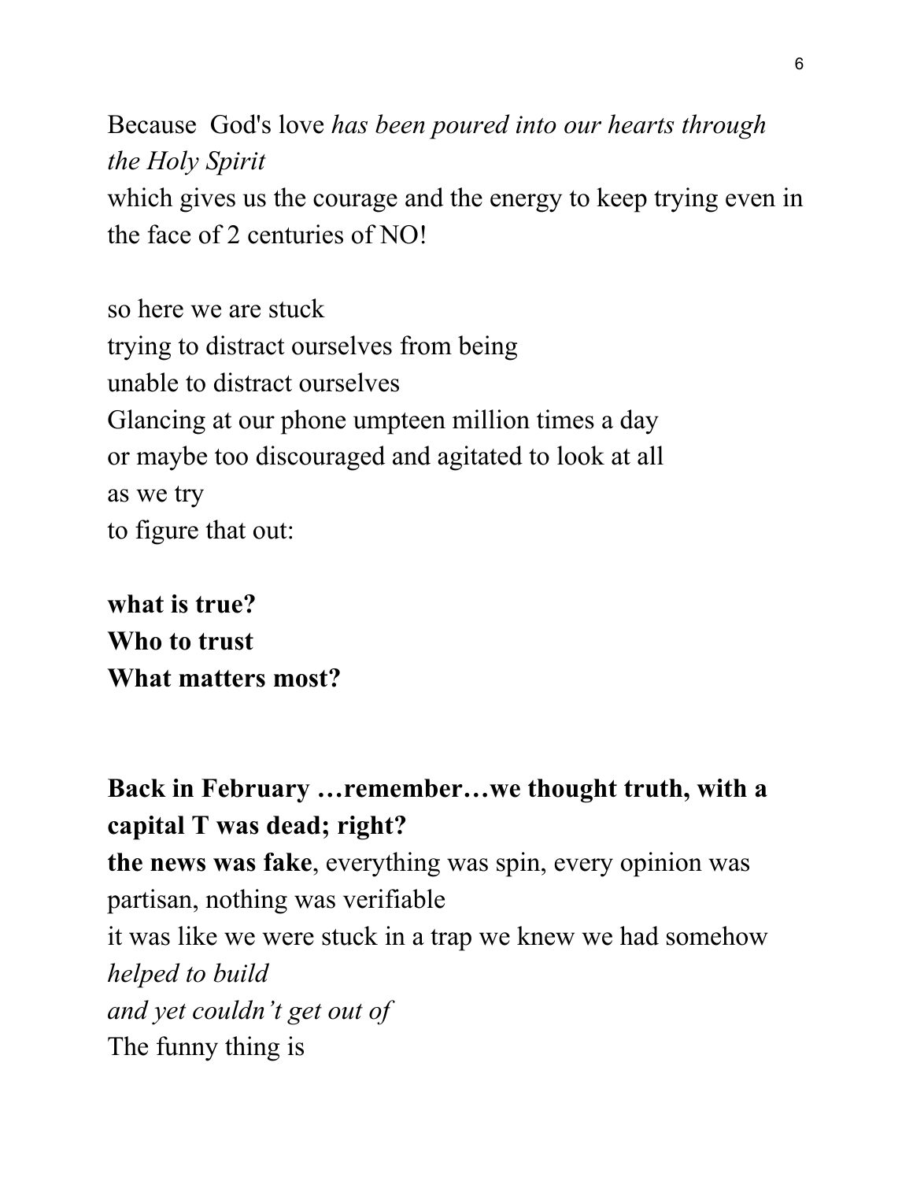Because  God's love *has been poured into our hearts through the Holy Spirit*
which gives us the courage and the energy to keep trying even in the face of 2 centuries of NO!

so here we are stuck
trying to distract ourselves from being
unable to distract ourselves
Glancing at our phone umpteen million times a day
or maybe too discouraged and agitated to look at all
as we try
to figure that out:

**what is true?**
**Who to trust**
**What matters most?**

**Back in February …remember…we thought truth, with a capital T was dead; right?**
**the news was fake**, everything was spin, every opinion was partisan, nothing was verifiable
it was like we were stuck in a trap we knew we had somehow *helped to build*
*and yet couldn't get out of*
The funny thing is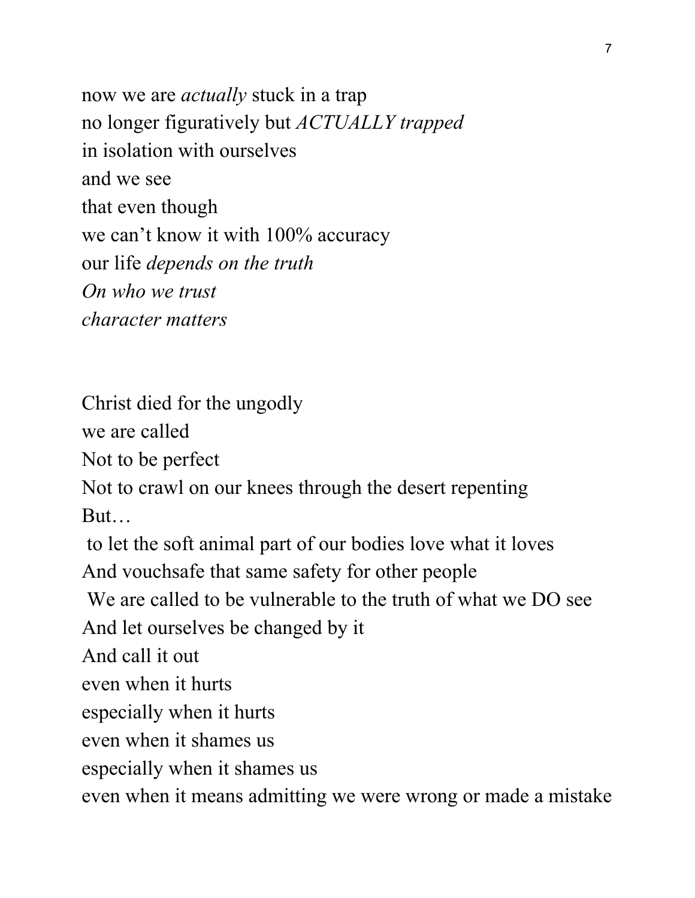now we are *actually* stuck in a trap  
no longer figuratively but *ACTUALLY trapped*  
in isolation with ourselves  
and we see  
that even though  
we can't know it with 100% accuracy  
our life *depends on the truth*  
*On who we trust*  
*character matters*

Christ died for the ungodly  
we are called  
Not to be perfect  
Not to crawl on our knees through the desert repenting  
But…  
to let the soft animal part of our bodies love what it loves  
And vouchsafe that same safety for other people  
We are called to be vulnerable to the truth of what we DO see  
And let ourselves be changed by it  
And call it out  
even when it hurts  
especially when it hurts  
even when it shames us  
especially when it shames us  
even when it means admitting we were wrong or made a mistake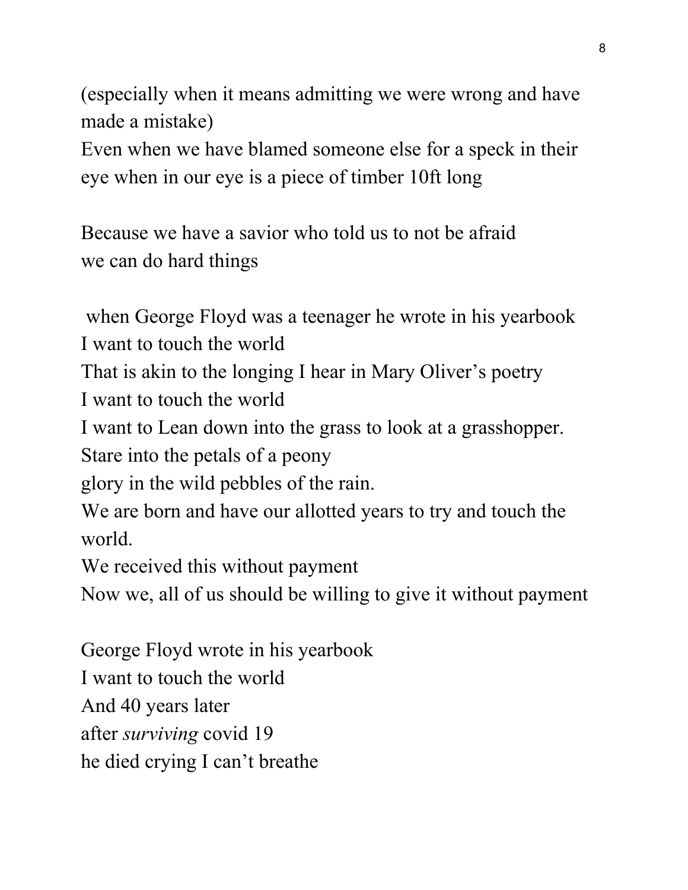(especially when it means admitting we were wrong and have made a mistake)
Even when we have blamed someone else for a speck in their eye when in our eye is a piece of timber 10ft long

Because we have a savior who told us to not be afraid
we can do hard things

when George Floyd was a teenager he wrote in his yearbook
I want to touch the world
That is akin to the longing I hear in Mary Oliver's poetry
I want to touch the world
I want to Lean down into the grass to look at a grasshopper.
Stare into the petals of a peony
glory in the wild pebbles of the rain.
We are born and have our allotted years to try and touch the world.
We received this without payment
Now we, all of us should be willing to give it without payment

George Floyd wrote in his yearbook
I want to touch the world
And 40 years later
after *surviving* covid 19
he died crying I can't breathe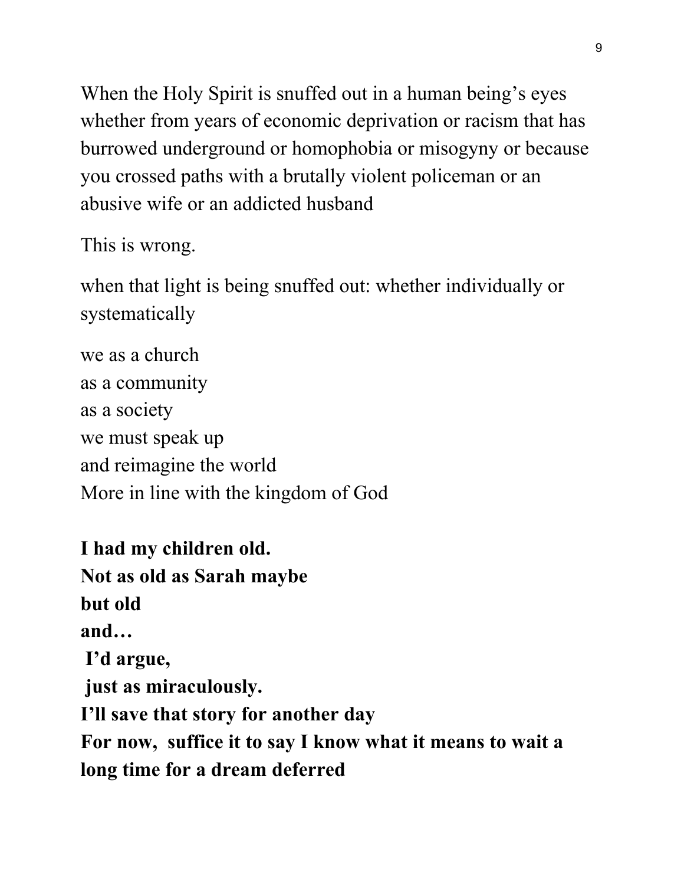When the Holy Spirit is snuffed out in a human being's eyes whether from years of economic deprivation or racism that has burrowed underground or homophobia or misogyny or because you crossed paths with a brutally violent policeman or an abusive wife or an addicted husband

This is wrong.

when that light is being snuffed out: whether individually or systematically

we as a church  
as a community  
as a society  
we must speak up  
and reimagine the world  
More in line with the kingdom of God

**I had my children old.**  
**Not as old as Sarah maybe**  
**but old**  
**and…**  
**I'd argue,**  
**just as miraculously.**  
**I'll save that story for another day**  
**For now, suffice it to say I know what it means to wait a long time for a dream deferred**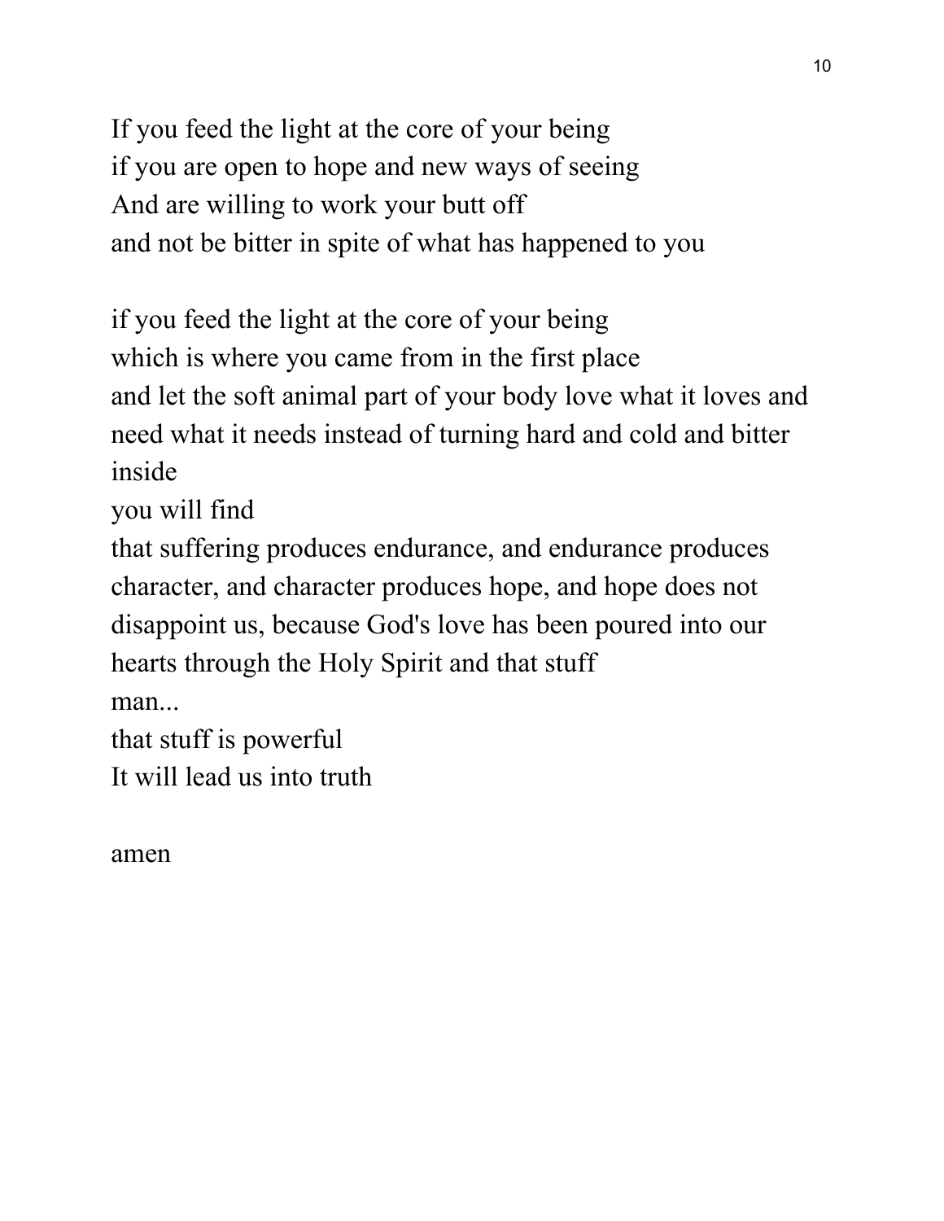If you feed the light at the core of your being  
if you are open to hope and new ways of seeing  
And are willing to work your butt off  
and not be bitter in spite of what has happened to you

if you feed the light at the core of your being  
which is where you came from in the first place  
and let the soft animal part of your body love what it loves and need what it needs instead of turning hard and cold and bitter inside  
you will find  
that suffering produces endurance, and endurance produces character, and character produces hope, and hope does not disappoint us, because God's love has been poured into our hearts through the Holy Spirit and that stuff  
man...  
that stuff is powerful  
It will lead us into truth

amen